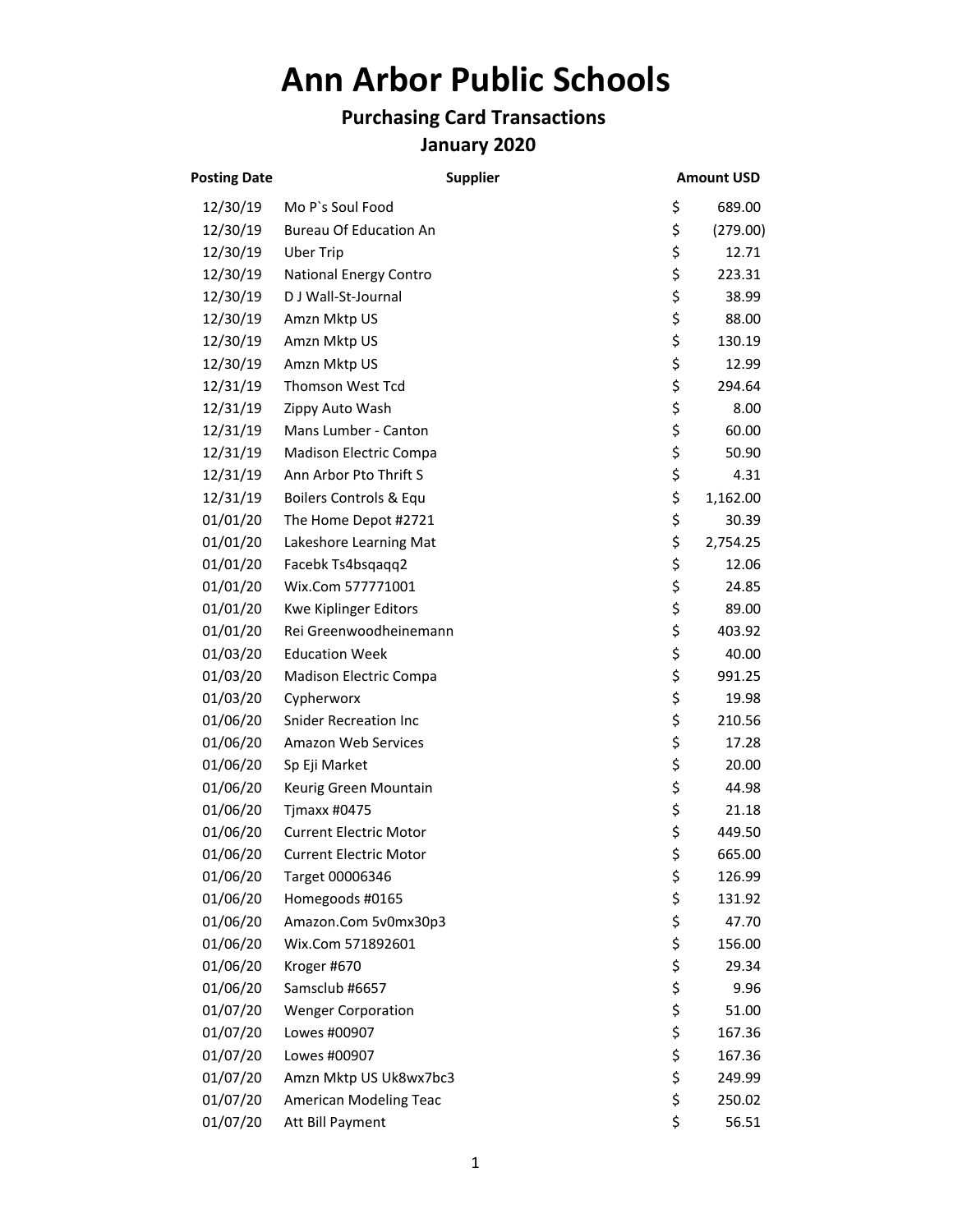# Ann Arbor Public Schools

## Purchasing Card Transactions

## January 2020

| Posting Date | Supplier | Amount USD |
|---|---|---|
| 12/30/19 | Mo P`s Soul Food | $ 689.00 |
| 12/30/19 | Bureau Of Education An | $ (279.00) |
| 12/30/19 | Uber Trip | $ 12.71 |
| 12/30/19 | National Energy Contro | $ 223.31 |
| 12/30/19 | D J Wall-St-Journal | $ 38.99 |
| 12/30/19 | Amzn Mktp US | $ 88.00 |
| 12/30/19 | Amzn Mktp US | $ 130.19 |
| 12/30/19 | Amzn Mktp US | $ 12.99 |
| 12/31/19 | Thomson West Tcd | $ 294.64 |
| 12/31/19 | Zippy Auto Wash | $ 8.00 |
| 12/31/19 | Mans Lumber - Canton | $ 60.00 |
| 12/31/19 | Madison Electric Compa | $ 50.90 |
| 12/31/19 | Ann Arbor Pto Thrift S | $ 4.31 |
| 12/31/19 | Boilers Controls & Equ | $ 1,162.00 |
| 01/01/20 | The Home Depot #2721 | $ 30.39 |
| 01/01/20 | Lakeshore Learning Mat | $ 2,754.25 |
| 01/01/20 | Facebk Ts4bsqaqq2 | $ 12.06 |
| 01/01/20 | Wix.Com 577771001 | $ 24.85 |
| 01/01/20 | Kwe Kiplinger Editors | $ 89.00 |
| 01/01/20 | Rei Greenwoodheinemann | $ 403.92 |
| 01/03/20 | Education Week | $ 40.00 |
| 01/03/20 | Madison Electric Compa | $ 991.25 |
| 01/03/20 | Cypherworx | $ 19.98 |
| 01/06/20 | Snider Recreation Inc | $ 210.56 |
| 01/06/20 | Amazon Web Services | $ 17.28 |
| 01/06/20 | Sp Eji Market | $ 20.00 |
| 01/06/20 | Keurig Green Mountain | $ 44.98 |
| 01/06/20 | Tjmaxx #0475 | $ 21.18 |
| 01/06/20 | Current Electric Motor | $ 449.50 |
| 01/06/20 | Current Electric Motor | $ 665.00 |
| 01/06/20 | Target 00006346 | $ 126.99 |
| 01/06/20 | Homegoods #0165 | $ 131.92 |
| 01/06/20 | Amazon.Com 5v0mx30p3 | $ 47.70 |
| 01/06/20 | Wix.Com 571892601 | $ 156.00 |
| 01/06/20 | Kroger #670 | $ 29.34 |
| 01/06/20 | Samsclub #6657 | $ 9.96 |
| 01/07/20 | Wenger Corporation | $ 51.00 |
| 01/07/20 | Lowes #00907 | $ 167.36 |
| 01/07/20 | Lowes #00907 | $ 167.36 |
| 01/07/20 | Amzn Mktp US Uk8wx7bc3 | $ 249.99 |
| 01/07/20 | American Modeling Teac | $ 250.02 |
| 01/07/20 | Att Bill Payment | $ 56.51 |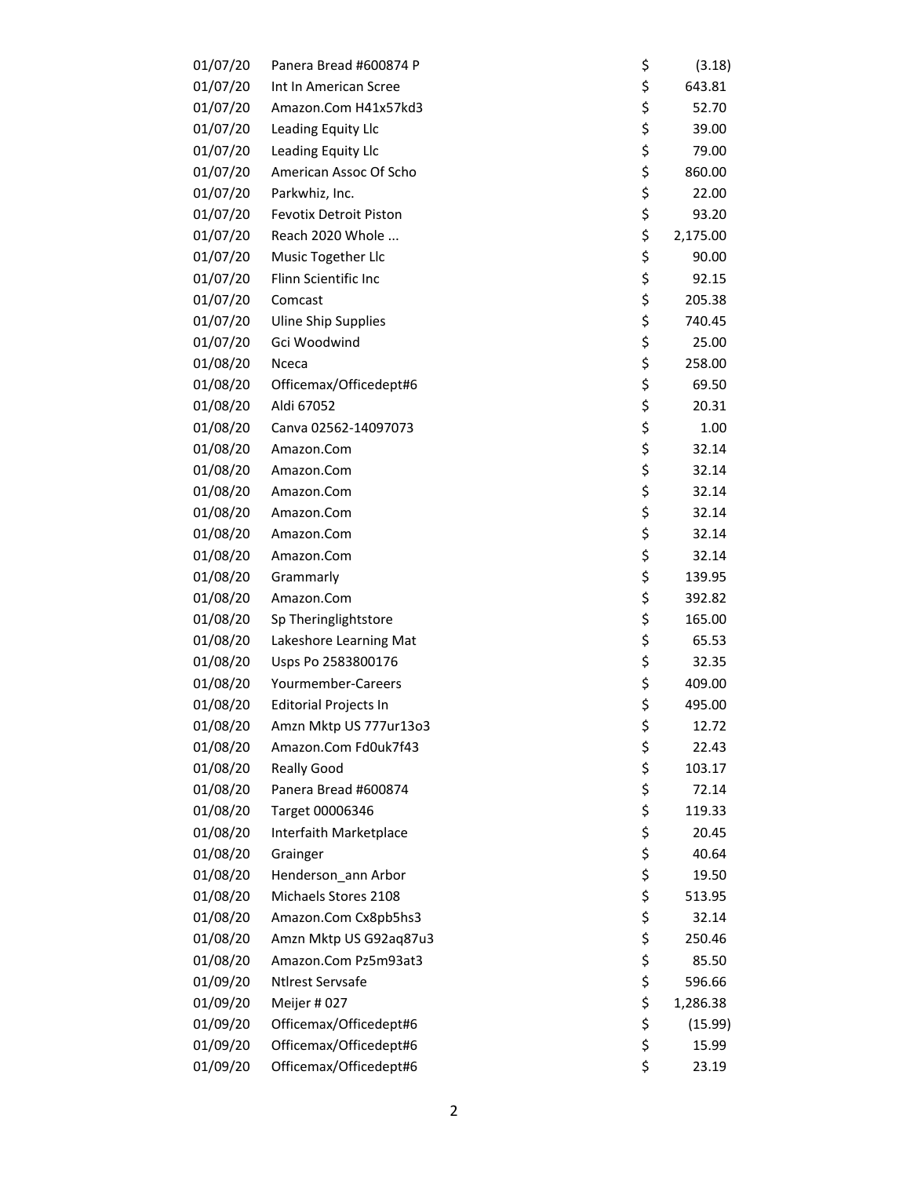| | | | |
|---|---|---|---|
| 01/07/20 | Panera Bread #600874 P | $ | (3.18) |
| 01/07/20 | Int In American Scree | $ | 643.81 |
| 01/07/20 | Amazon.Com H41x57kd3 | $ | 52.70 |
| 01/07/20 | Leading Equity Llc | $ | 39.00 |
| 01/07/20 | Leading Equity Llc | $ | 79.00 |
| 01/07/20 | American Assoc Of Scho | $ | 860.00 |
| 01/07/20 | Parkwhiz, Inc. | $ | 22.00 |
| 01/07/20 | Fevotix Detroit Piston | $ | 93.20 |
| 01/07/20 | Reach 2020 Whole ... | $ | 2,175.00 |
| 01/07/20 | Music Together Llc | $ | 90.00 |
| 01/07/20 | Flinn Scientific Inc | $ | 92.15 |
| 01/07/20 | Comcast | $ | 205.38 |
| 01/07/20 | Uline Ship Supplies | $ | 740.45 |
| 01/07/20 | Gci Woodwind | $ | 25.00 |
| 01/08/20 | Nceca | $ | 258.00 |
| 01/08/20 | Officemax/Officedept#6 | $ | 69.50 |
| 01/08/20 | Aldi 67052 | $ | 20.31 |
| 01/08/20 | Canva 02562-14097073 | $ | 1.00 |
| 01/08/20 | Amazon.Com | $ | 32.14 |
| 01/08/20 | Amazon.Com | $ | 32.14 |
| 01/08/20 | Amazon.Com | $ | 32.14 |
| 01/08/20 | Amazon.Com | $ | 32.14 |
| 01/08/20 | Amazon.Com | $ | 32.14 |
| 01/08/20 | Amazon.Com | $ | 32.14 |
| 01/08/20 | Grammarly | $ | 139.95 |
| 01/08/20 | Amazon.Com | $ | 392.82 |
| 01/08/20 | Sp Theringlightstore | $ | 165.00 |
| 01/08/20 | Lakeshore Learning Mat | $ | 65.53 |
| 01/08/20 | Usps Po 2583800176 | $ | 32.35 |
| 01/08/20 | Yourmember-Careers | $ | 409.00 |
| 01/08/20 | Editorial Projects In | $ | 495.00 |
| 01/08/20 | Amzn Mktp US 777ur13o3 | $ | 12.72 |
| 01/08/20 | Amazon.Com Fd0uk7f43 | $ | 22.43 |
| 01/08/20 | Really Good | $ | 103.17 |
| 01/08/20 | Panera Bread #600874 | $ | 72.14 |
| 01/08/20 | Target 00006346 | $ | 119.33 |
| 01/08/20 | Interfaith Marketplace | $ | 20.45 |
| 01/08/20 | Grainger | $ | 40.64 |
| 01/08/20 | Henderson_ann Arbor | $ | 19.50 |
| 01/08/20 | Michaels Stores 2108 | $ | 513.95 |
| 01/08/20 | Amazon.Com Cx8pb5hs3 | $ | 32.14 |
| 01/08/20 | Amzn Mktp US G92aq87u3 | $ | 250.46 |
| 01/08/20 | Amazon.Com Pz5m93at3 | $ | 85.50 |
| 01/09/20 | Ntlrest Servsafe | $ | 596.66 |
| 01/09/20 | Meijer # 027 | $ | 1,286.38 |
| 01/09/20 | Officemax/Officedept#6 | $ | (15.99) |
| 01/09/20 | Officemax/Officedept#6 | $ | 15.99 |
| 01/09/20 | Officemax/Officedept#6 | $ | 23.19 |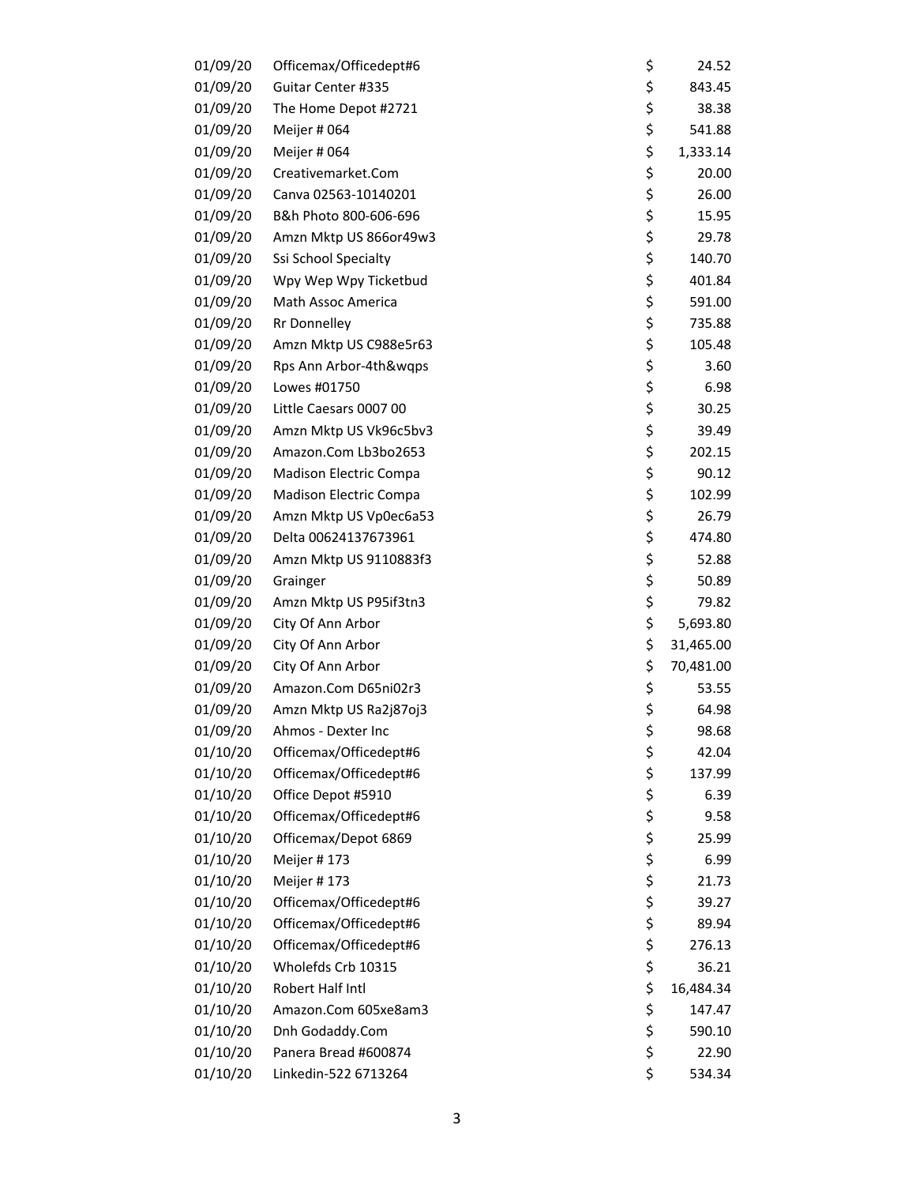| | | | |
|---|---|---|---|
| 01/09/20 | Officemax/Officedept#6 | $ | 24.52 |
| 01/09/20 | Guitar Center #335 | $ | 843.45 |
| 01/09/20 | The Home Depot #2721 | $ | 38.38 |
| 01/09/20 | Meijer # 064 | $ | 541.88 |
| 01/09/20 | Meijer # 064 | $ | 1,333.14 |
| 01/09/20 | Creativemarket.Com | $ | 20.00 |
| 01/09/20 | Canva 02563-10140201 | $ | 26.00 |
| 01/09/20 | B&h Photo 800-606-696 | $ | 15.95 |
| 01/09/20 | Amzn Mktp US 866or49w3 | $ | 29.78 |
| 01/09/20 | Ssi School Specialty | $ | 140.70 |
| 01/09/20 | Wpy Wep Wpy Ticketbud | $ | 401.84 |
| 01/09/20 | Math Assoc America | $ | 591.00 |
| 01/09/20 | Rr Donnelley | $ | 735.88 |
| 01/09/20 | Amzn Mktp US C988e5r63 | $ | 105.48 |
| 01/09/20 | Rps Ann Arbor-4th&wqps | $ | 3.60 |
| 01/09/20 | Lowes #01750 | $ | 6.98 |
| 01/09/20 | Little Caesars 0007 00 | $ | 30.25 |
| 01/09/20 | Amzn Mktp US Vk96c5bv3 | $ | 39.49 |
| 01/09/20 | Amazon.Com Lb3bo2653 | $ | 202.15 |
| 01/09/20 | Madison Electric Compa | $ | 90.12 |
| 01/09/20 | Madison Electric Compa | $ | 102.99 |
| 01/09/20 | Amzn Mktp US Vp0ec6a53 | $ | 26.79 |
| 01/09/20 | Delta 00624137673961 | $ | 474.80 |
| 01/09/20 | Amzn Mktp US 9110883f3 | $ | 52.88 |
| 01/09/20 | Grainger | $ | 50.89 |
| 01/09/20 | Amzn Mktp US P95if3tn3 | $ | 79.82 |
| 01/09/20 | City Of Ann Arbor | $ | 5,693.80 |
| 01/09/20 | City Of Ann Arbor | $ | 31,465.00 |
| 01/09/20 | City Of Ann Arbor | $ | 70,481.00 |
| 01/09/20 | Amazon.Com D65ni02r3 | $ | 53.55 |
| 01/09/20 | Amzn Mktp US Ra2j87oj3 | $ | 64.98 |
| 01/09/20 | Ahmos - Dexter Inc | $ | 98.68 |
| 01/10/20 | Officemax/Officedept#6 | $ | 42.04 |
| 01/10/20 | Officemax/Officedept#6 | $ | 137.99 |
| 01/10/20 | Office Depot #5910 | $ | 6.39 |
| 01/10/20 | Officemax/Officedept#6 | $ | 9.58 |
| 01/10/20 | Officemax/Depot 6869 | $ | 25.99 |
| 01/10/20 | Meijer # 173 | $ | 6.99 |
| 01/10/20 | Meijer # 173 | $ | 21.73 |
| 01/10/20 | Officemax/Officedept#6 | $ | 39.27 |
| 01/10/20 | Officemax/Officedept#6 | $ | 89.94 |
| 01/10/20 | Officemax/Officedept#6 | $ | 276.13 |
| 01/10/20 | Wholefds Crb 10315 | $ | 36.21 |
| 01/10/20 | Robert Half Intl | $ | 16,484.34 |
| 01/10/20 | Amazon.Com 605xe8am3 | $ | 147.47 |
| 01/10/20 | Dnh Godaddy.Com | $ | 590.10 |
| 01/10/20 | Panera Bread #600874 | $ | 22.90 |
| 01/10/20 | Linkedin-522 6713264 | $ | 534.34 |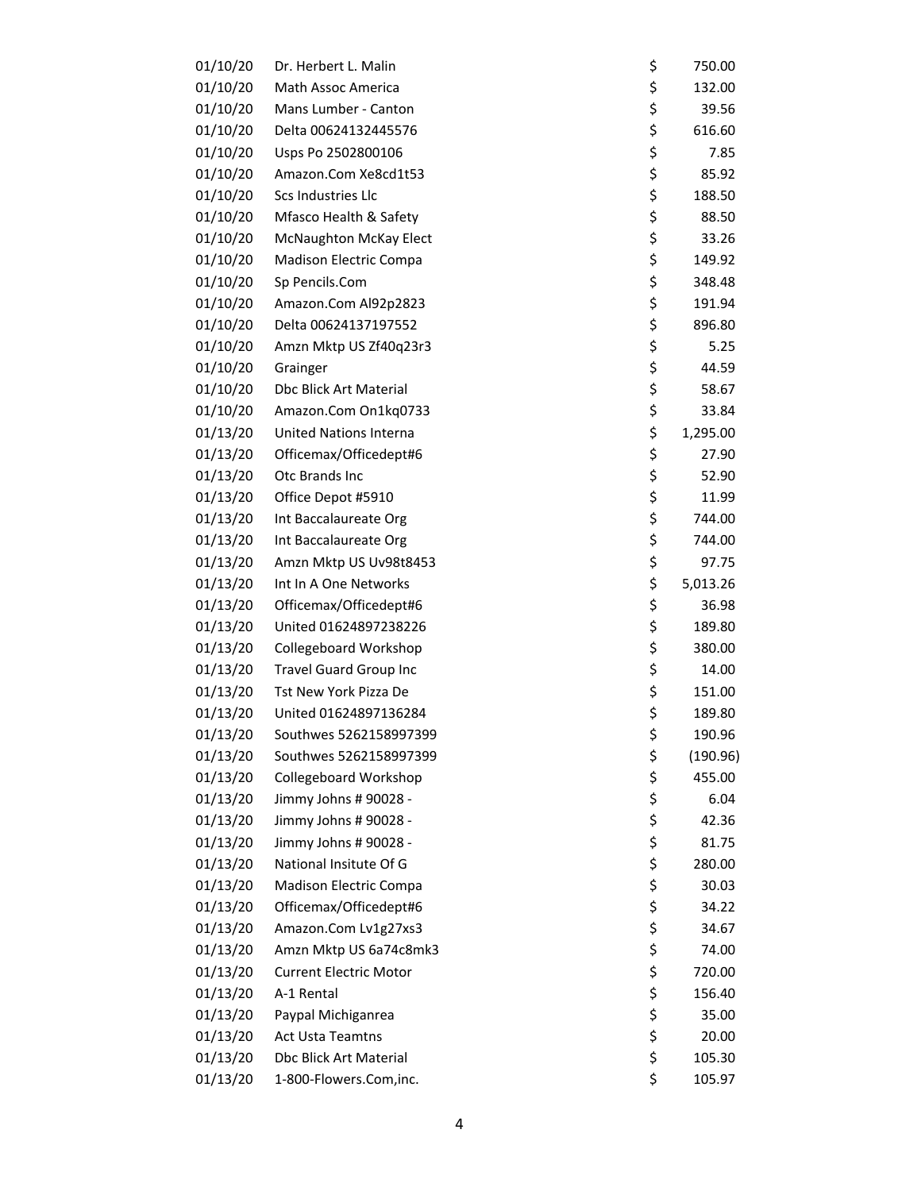| | | | |
|---|---|---|---|
| 01/10/20 | Dr. Herbert L. Malin | $ | 750.00 |
| 01/10/20 | Math Assoc America | $ | 132.00 |
| 01/10/20 | Mans Lumber - Canton | $ | 39.56 |
| 01/10/20 | Delta 00624132445576 | $ | 616.60 |
| 01/10/20 | Usps Po 2502800106 | $ | 7.85 |
| 01/10/20 | Amazon.Com Xe8cd1t53 | $ | 85.92 |
| 01/10/20 | Scs Industries Llc | $ | 188.50 |
| 01/10/20 | Mfasco Health & Safety | $ | 88.50 |
| 01/10/20 | McNaughton McKay Elect | $ | 33.26 |
| 01/10/20 | Madison Electric Compa | $ | 149.92 |
| 01/10/20 | Sp Pencils.Com | $ | 348.48 |
| 01/10/20 | Amazon.Com Al92p2823 | $ | 191.94 |
| 01/10/20 | Delta 00624137197552 | $ | 896.80 |
| 01/10/20 | Amzn Mktp US Zf40q23r3 | $ | 5.25 |
| 01/10/20 | Grainger | $ | 44.59 |
| 01/10/20 | Dbc Blick Art Material | $ | 58.67 |
| 01/10/20 | Amazon.Com On1kq0733 | $ | 33.84 |
| 01/13/20 | United Nations Interna | $ | 1,295.00 |
| 01/13/20 | Officemax/Officedept#6 | $ | 27.90 |
| 01/13/20 | Otc Brands Inc | $ | 52.90 |
| 01/13/20 | Office Depot #5910 | $ | 11.99 |
| 01/13/20 | Int Baccalaureate Org | $ | 744.00 |
| 01/13/20 | Int Baccalaureate Org | $ | 744.00 |
| 01/13/20 | Amzn Mktp US Uv98t8453 | $ | 97.75 |
| 01/13/20 | Int In A One Networks | $ | 5,013.26 |
| 01/13/20 | Officemax/Officedept#6 | $ | 36.98 |
| 01/13/20 | United 01624897238226 | $ | 189.80 |
| 01/13/20 | Collegeboard Workshop | $ | 380.00 |
| 01/13/20 | Travel Guard Group Inc | $ | 14.00 |
| 01/13/20 | Tst New York Pizza De | $ | 151.00 |
| 01/13/20 | United 01624897136284 | $ | 189.80 |
| 01/13/20 | Southwes 5262158997399 | $ | 190.96 |
| 01/13/20 | Southwes 5262158997399 | $ | (190.96) |
| 01/13/20 | Collegeboard Workshop | $ | 455.00 |
| 01/13/20 | Jimmy Johns # 90028 - | $ | 6.04 |
| 01/13/20 | Jimmy Johns # 90028 - | $ | 42.36 |
| 01/13/20 | Jimmy Johns # 90028 - | $ | 81.75 |
| 01/13/20 | National Insitute Of G | $ | 280.00 |
| 01/13/20 | Madison Electric Compa | $ | 30.03 |
| 01/13/20 | Officemax/Officedept#6 | $ | 34.22 |
| 01/13/20 | Amazon.Com Lv1g27xs3 | $ | 34.67 |
| 01/13/20 | Amzn Mktp US 6a74c8mk3 | $ | 74.00 |
| 01/13/20 | Current Electric Motor | $ | 720.00 |
| 01/13/20 | A-1 Rental | $ | 156.40 |
| 01/13/20 | Paypal Michiganrea | $ | 35.00 |
| 01/13/20 | Act Usta Teamtns | $ | 20.00 |
| 01/13/20 | Dbc Blick Art Material | $ | 105.30 |
| 01/13/20 | 1-800-Flowers.Com,inc. | $ | 105.97 |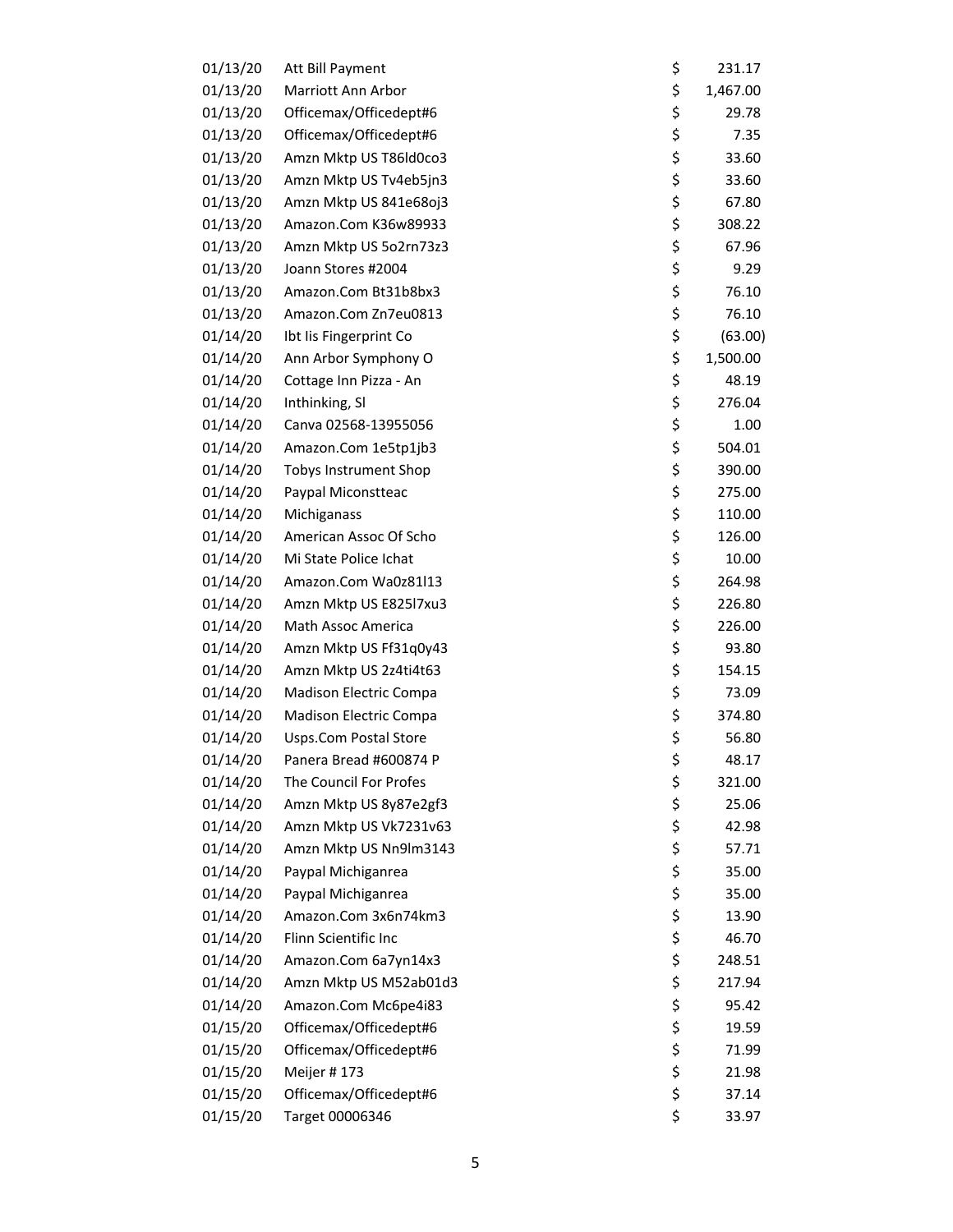| | | | |
|---|---|---|---|
| 01/13/20 | Att Bill Payment | $ | 231.17 |
| 01/13/20 | Marriott Ann Arbor | $ | 1,467.00 |
| 01/13/20 | Officemax/Officedept#6 | $ | 29.78 |
| 01/13/20 | Officemax/Officedept#6 | $ | 7.35 |
| 01/13/20 | Amzn Mktp US T86ld0co3 | $ | 33.60 |
| 01/13/20 | Amzn Mktp US Tv4eb5jn3 | $ | 33.60 |
| 01/13/20 | Amzn Mktp US 841e68oj3 | $ | 67.80 |
| 01/13/20 | Amazon.Com K36w89933 | $ | 308.22 |
| 01/13/20 | Amzn Mktp US 5o2rn73z3 | $ | 67.96 |
| 01/13/20 | Joann Stores #2004 | $ | 9.29 |
| 01/13/20 | Amazon.Com Bt31b8bx3 | $ | 76.10 |
| 01/13/20 | Amazon.Com Zn7eu0813 | $ | 76.10 |
| 01/14/20 | Ibt Iis Fingerprint Co | $ | (63.00) |
| 01/14/20 | Ann Arbor Symphony O | $ | 1,500.00 |
| 01/14/20 | Cottage Inn Pizza - An | $ | 48.19 |
| 01/14/20 | Inthinking, Sl | $ | 276.04 |
| 01/14/20 | Canva 02568-13955056 | $ | 1.00 |
| 01/14/20 | Amazon.Com 1e5tp1jb3 | $ | 504.01 |
| 01/14/20 | Tobys Instrument Shop | $ | 390.00 |
| 01/14/20 | Paypal Miconstteac | $ | 275.00 |
| 01/14/20 | Michiganass | $ | 110.00 |
| 01/14/20 | American Assoc Of Scho | $ | 126.00 |
| 01/14/20 | Mi State Police Ichat | $ | 10.00 |
| 01/14/20 | Amazon.Com Wa0z81l13 | $ | 264.98 |
| 01/14/20 | Amzn Mktp US E825l7xu3 | $ | 226.80 |
| 01/14/20 | Math Assoc America | $ | 226.00 |
| 01/14/20 | Amzn Mktp US Ff31q0y43 | $ | 93.80 |
| 01/14/20 | Amzn Mktp US 2z4ti4t63 | $ | 154.15 |
| 01/14/20 | Madison Electric Compa | $ | 73.09 |
| 01/14/20 | Madison Electric Compa | $ | 374.80 |
| 01/14/20 | Usps.Com Postal Store | $ | 56.80 |
| 01/14/20 | Panera Bread #600874 P | $ | 48.17 |
| 01/14/20 | The Council For Profes | $ | 321.00 |
| 01/14/20 | Amzn Mktp US 8y87e2gf3 | $ | 25.06 |
| 01/14/20 | Amzn Mktp US Vk7231v63 | $ | 42.98 |
| 01/14/20 | Amzn Mktp US Nn9lm3143 | $ | 57.71 |
| 01/14/20 | Paypal Michiganrea | $ | 35.00 |
| 01/14/20 | Paypal Michiganrea | $ | 35.00 |
| 01/14/20 | Amazon.Com 3x6n74km3 | $ | 13.90 |
| 01/14/20 | Flinn Scientific Inc | $ | 46.70 |
| 01/14/20 | Amazon.Com 6a7yn14x3 | $ | 248.51 |
| 01/14/20 | Amzn Mktp US M52ab01d3 | $ | 217.94 |
| 01/14/20 | Amazon.Com Mc6pe4i83 | $ | 95.42 |
| 01/15/20 | Officemax/Officedept#6 | $ | 19.59 |
| 01/15/20 | Officemax/Officedept#6 | $ | 71.99 |
| 01/15/20 | Meijer # 173 | $ | 21.98 |
| 01/15/20 | Officemax/Officedept#6 | $ | 37.14 |
| 01/15/20 | Target 00006346 | $ | 33.97 |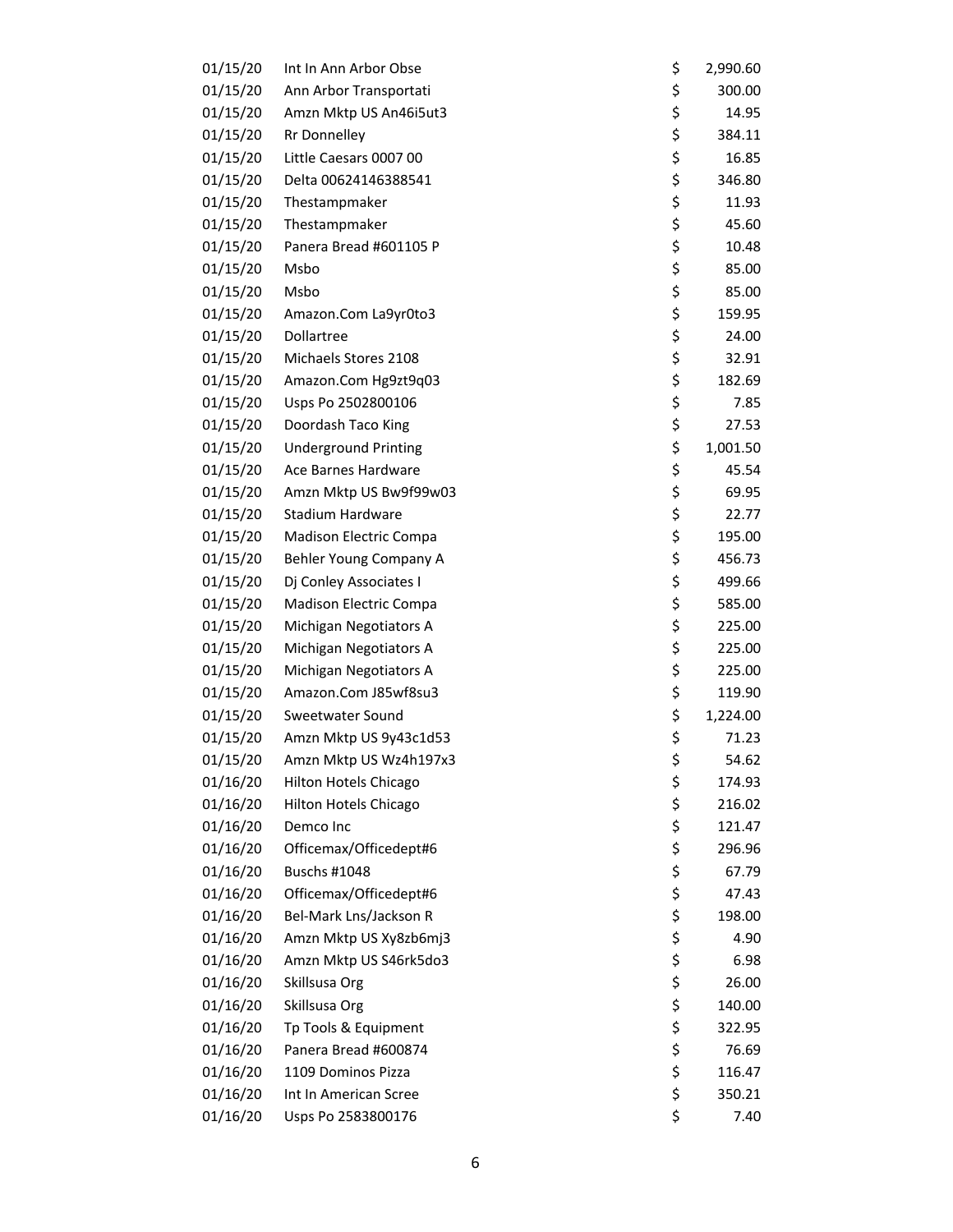| | | | |
|---|---|---|---|
| 01/15/20 | Int In Ann Arbor Obse | $ | 2,990.60 |
| 01/15/20 | Ann Arbor Transportati | $ | 300.00 |
| 01/15/20 | Amzn Mktp US An46i5ut3 | $ | 14.95 |
| 01/15/20 | Rr Donnelley | $ | 384.11 |
| 01/15/20 | Little Caesars 0007 00 | $ | 16.85 |
| 01/15/20 | Delta 00624146388541 | $ | 346.80 |
| 01/15/20 | Thestampmaker | $ | 11.93 |
| 01/15/20 | Thestampmaker | $ | 45.60 |
| 01/15/20 | Panera Bread #601105 P | $ | 10.48 |
| 01/15/20 | Msbo | $ | 85.00 |
| 01/15/20 | Msbo | $ | 85.00 |
| 01/15/20 | Amazon.Com La9yr0to3 | $ | 159.95 |
| 01/15/20 | Dollartree | $ | 24.00 |
| 01/15/20 | Michaels Stores 2108 | $ | 32.91 |
| 01/15/20 | Amazon.Com Hg9zt9q03 | $ | 182.69 |
| 01/15/20 | Usps Po 2502800106 | $ | 7.85 |
| 01/15/20 | Doordash Taco King | $ | 27.53 |
| 01/15/20 | Underground Printing | $ | 1,001.50 |
| 01/15/20 | Ace Barnes Hardware | $ | 45.54 |
| 01/15/20 | Amzn Mktp US Bw9f99w03 | $ | 69.95 |
| 01/15/20 | Stadium Hardware | $ | 22.77 |
| 01/15/20 | Madison Electric Compa | $ | 195.00 |
| 01/15/20 | Behler Young Company A | $ | 456.73 |
| 01/15/20 | Dj Conley Associates I | $ | 499.66 |
| 01/15/20 | Madison Electric Compa | $ | 585.00 |
| 01/15/20 | Michigan Negotiators A | $ | 225.00 |
| 01/15/20 | Michigan Negotiators A | $ | 225.00 |
| 01/15/20 | Michigan Negotiators A | $ | 225.00 |
| 01/15/20 | Amazon.Com J85wf8su3 | $ | 119.90 |
| 01/15/20 | Sweetwater Sound | $ | 1,224.00 |
| 01/15/20 | Amzn Mktp US 9y43c1d53 | $ | 71.23 |
| 01/15/20 | Amzn Mktp US Wz4h197x3 | $ | 54.62 |
| 01/16/20 | Hilton Hotels Chicago | $ | 174.93 |
| 01/16/20 | Hilton Hotels Chicago | $ | 216.02 |
| 01/16/20 | Demco Inc | $ | 121.47 |
| 01/16/20 | Officemax/Officedept#6 | $ | 296.96 |
| 01/16/20 | Buschs #1048 | $ | 67.79 |
| 01/16/20 | Officemax/Officedept#6 | $ | 47.43 |
| 01/16/20 | Bel-Mark Lns/Jackson R | $ | 198.00 |
| 01/16/20 | Amzn Mktp US Xy8zb6mj3 | $ | 4.90 |
| 01/16/20 | Amzn Mktp US S46rk5do3 | $ | 6.98 |
| 01/16/20 | Skillsusa Org | $ | 26.00 |
| 01/16/20 | Skillsusa Org | $ | 140.00 |
| 01/16/20 | Tp Tools & Equipment | $ | 322.95 |
| 01/16/20 | Panera Bread #600874 | $ | 76.69 |
| 01/16/20 | 1109 Dominos Pizza | $ | 116.47 |
| 01/16/20 | Int In American Scree | $ | 350.21 |
| 01/16/20 | Usps Po 2583800176 | $ | 7.40 |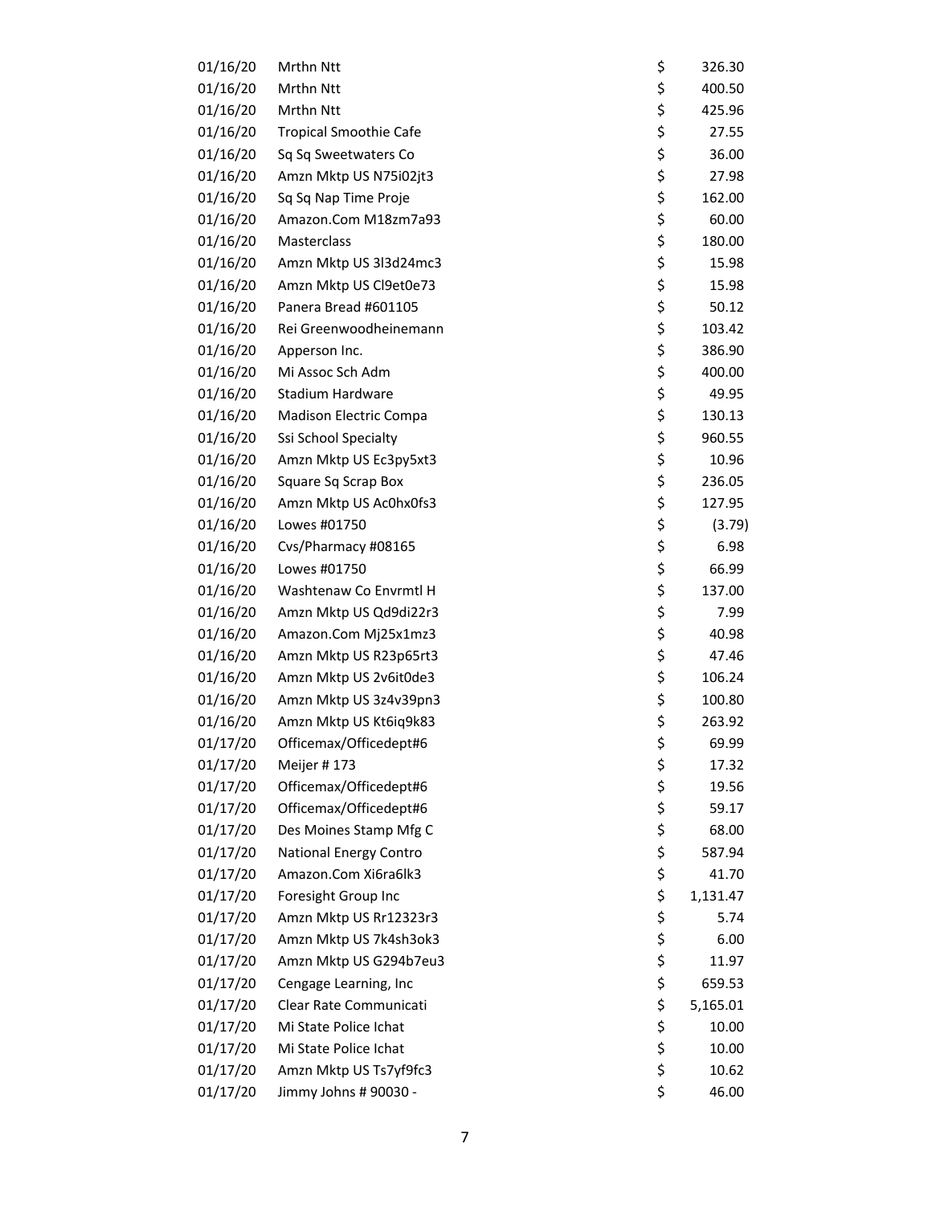| | | | |
|---|---|---|---|
| 01/16/20 | Mrthn Ntt | $ | 326.30 |
| 01/16/20 | Mrthn Ntt | $ | 400.50 |
| 01/16/20 | Mrthn Ntt | $ | 425.96 |
| 01/16/20 | Tropical Smoothie Cafe | $ | 27.55 |
| 01/16/20 | Sq Sq Sweetwaters Co | $ | 36.00 |
| 01/16/20 | Amzn Mktp US N75i02jt3 | $ | 27.98 |
| 01/16/20 | Sq Sq Nap Time Proje | $ | 162.00 |
| 01/16/20 | Amazon.Com M18zm7a93 | $ | 60.00 |
| 01/16/20 | Masterclass | $ | 180.00 |
| 01/16/20 | Amzn Mktp US 3l3d24mc3 | $ | 15.98 |
| 01/16/20 | Amzn Mktp US Cl9et0e73 | $ | 15.98 |
| 01/16/20 | Panera Bread #601105 | $ | 50.12 |
| 01/16/20 | Rei Greenwoodheinemann | $ | 103.42 |
| 01/16/20 | Apperson Inc. | $ | 386.90 |
| 01/16/20 | Mi Assoc Sch Adm | $ | 400.00 |
| 01/16/20 | Stadium Hardware | $ | 49.95 |
| 01/16/20 | Madison Electric Compa | $ | 130.13 |
| 01/16/20 | Ssi School Specialty | $ | 960.55 |
| 01/16/20 | Amzn Mktp US Ec3py5xt3 | $ | 10.96 |
| 01/16/20 | Square Sq Scrap Box | $ | 236.05 |
| 01/16/20 | Amzn Mktp US Ac0hx0fs3 | $ | 127.95 |
| 01/16/20 | Lowes #01750 | $ | (3.79) |
| 01/16/20 | Cvs/Pharmacy #08165 | $ | 6.98 |
| 01/16/20 | Lowes #01750 | $ | 66.99 |
| 01/16/20 | Washtenaw Co Envrmtl H | $ | 137.00 |
| 01/16/20 | Amzn Mktp US Qd9di22r3 | $ | 7.99 |
| 01/16/20 | Amazon.Com Mj25x1mz3 | $ | 40.98 |
| 01/16/20 | Amzn Mktp US R23p65rt3 | $ | 47.46 |
| 01/16/20 | Amzn Mktp US 2v6it0de3 | $ | 106.24 |
| 01/16/20 | Amzn Mktp US 3z4v39pn3 | $ | 100.80 |
| 01/16/20 | Amzn Mktp US Kt6iq9k83 | $ | 263.92 |
| 01/17/20 | Officemax/Officedept#6 | $ | 69.99 |
| 01/17/20 | Meijer # 173 | $ | 17.32 |
| 01/17/20 | Officemax/Officedept#6 | $ | 19.56 |
| 01/17/20 | Officemax/Officedept#6 | $ | 59.17 |
| 01/17/20 | Des Moines Stamp Mfg C | $ | 68.00 |
| 01/17/20 | National Energy Contro | $ | 587.94 |
| 01/17/20 | Amazon.Com Xi6ra6lk3 | $ | 41.70 |
| 01/17/20 | Foresight Group Inc | $ | 1,131.47 |
| 01/17/20 | Amzn Mktp US Rr12323r3 | $ | 5.74 |
| 01/17/20 | Amzn Mktp US 7k4sh3ok3 | $ | 6.00 |
| 01/17/20 | Amzn Mktp US G294b7eu3 | $ | 11.97 |
| 01/17/20 | Cengage Learning, Inc | $ | 659.53 |
| 01/17/20 | Clear Rate Communicati | $ | 5,165.01 |
| 01/17/20 | Mi State Police Ichat | $ | 10.00 |
| 01/17/20 | Mi State Police Ichat | $ | 10.00 |
| 01/17/20 | Amzn Mktp US Ts7yf9fc3 | $ | 10.62 |
| 01/17/20 | Jimmy Johns # 90030 - | $ | 46.00 |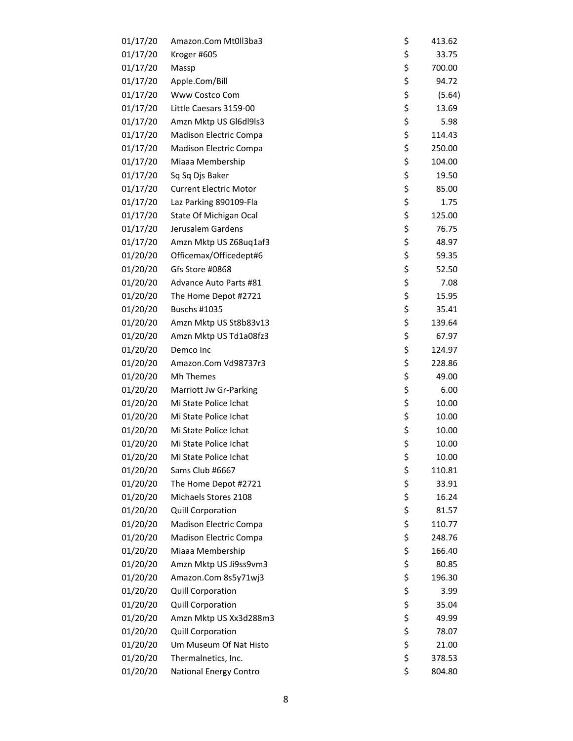| | | | |
|---|---|---|---|
| 01/17/20 | Amazon.Com Mt0ll3ba3 | $ | 413.62 |
| 01/17/20 | Kroger #605 | $ | 33.75 |
| 01/17/20 | Massp | $ | 700.00 |
| 01/17/20 | Apple.Com/Bill | $ | 94.72 |
| 01/17/20 | Www Costco Com | $ | (5.64) |
| 01/17/20 | Little Caesars 3159-00 | $ | 13.69 |
| 01/17/20 | Amzn Mktp US Gl6dl9ls3 | $ | 5.98 |
| 01/17/20 | Madison Electric Compa | $ | 114.43 |
| 01/17/20 | Madison Electric Compa | $ | 250.00 |
| 01/17/20 | Miaaa Membership | $ | 104.00 |
| 01/17/20 | Sq Sq Djs Baker | $ | 19.50 |
| 01/17/20 | Current Electric Motor | $ | 85.00 |
| 01/17/20 | Laz Parking 890109-Fla | $ | 1.75 |
| 01/17/20 | State Of Michigan Ocal | $ | 125.00 |
| 01/17/20 | Jerusalem Gardens | $ | 76.75 |
| 01/17/20 | Amzn Mktp US Z68uq1af3 | $ | 48.97 |
| 01/20/20 | Officemax/Officedept#6 | $ | 59.35 |
| 01/20/20 | Gfs Store #0868 | $ | 52.50 |
| 01/20/20 | Advance Auto Parts #81 | $ | 7.08 |
| 01/20/20 | The Home Depot #2721 | $ | 15.95 |
| 01/20/20 | Buschs #1035 | $ | 35.41 |
| 01/20/20 | Amzn Mktp US St8b83v13 | $ | 139.64 |
| 01/20/20 | Amzn Mktp US Td1a08fz3 | $ | 67.97 |
| 01/20/20 | Demco Inc | $ | 124.97 |
| 01/20/20 | Amazon.Com Vd98737r3 | $ | 228.86 |
| 01/20/20 | Mh Themes | $ | 49.00 |
| 01/20/20 | Marriott Jw Gr-Parking | $ | 6.00 |
| 01/20/20 | Mi State Police Ichat | $ | 10.00 |
| 01/20/20 | Mi State Police Ichat | $ | 10.00 |
| 01/20/20 | Mi State Police Ichat | $ | 10.00 |
| 01/20/20 | Mi State Police Ichat | $ | 10.00 |
| 01/20/20 | Mi State Police Ichat | $ | 10.00 |
| 01/20/20 | Sams Club #6667 | $ | 110.81 |
| 01/20/20 | The Home Depot #2721 | $ | 33.91 |
| 01/20/20 | Michaels Stores 2108 | $ | 16.24 |
| 01/20/20 | Quill Corporation | $ | 81.57 |
| 01/20/20 | Madison Electric Compa | $ | 110.77 |
| 01/20/20 | Madison Electric Compa | $ | 248.76 |
| 01/20/20 | Miaaa Membership | $ | 166.40 |
| 01/20/20 | Amzn Mktp US Ji9ss9vm3 | $ | 80.85 |
| 01/20/20 | Amazon.Com 8s5y71wj3 | $ | 196.30 |
| 01/20/20 | Quill Corporation | $ | 3.99 |
| 01/20/20 | Quill Corporation | $ | 35.04 |
| 01/20/20 | Amzn Mktp US Xx3d288m3 | $ | 49.99 |
| 01/20/20 | Quill Corporation | $ | 78.07 |
| 01/20/20 | Um Museum Of Nat Histo | $ | 21.00 |
| 01/20/20 | Thermalnetics, Inc. | $ | 378.53 |
| 01/20/20 | National Energy Contro | $ | 804.80 |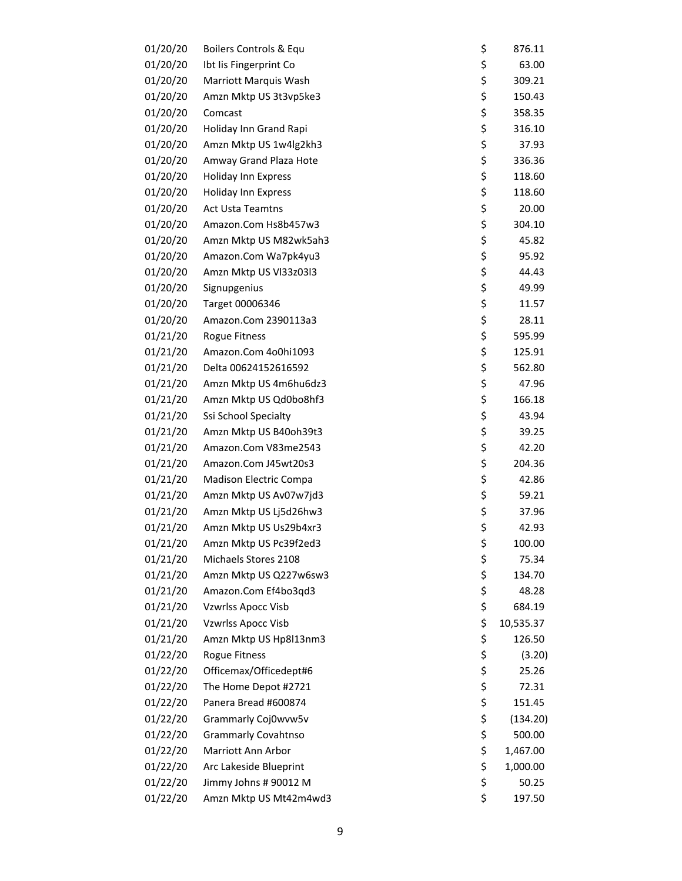| | | | |
|---|---|---|---|
| 01/20/20 | Boilers Controls & Equ | $ | 876.11 |
| 01/20/20 | Ibt Iis Fingerprint Co | $ | 63.00 |
| 01/20/20 | Marriott Marquis Wash | $ | 309.21 |
| 01/20/20 | Amzn Mktp US 3t3vp5ke3 | $ | 150.43 |
| 01/20/20 | Comcast | $ | 358.35 |
| 01/20/20 | Holiday Inn Grand Rapi | $ | 316.10 |
| 01/20/20 | Amzn Mktp US 1w4lg2kh3 | $ | 37.93 |
| 01/20/20 | Amway Grand Plaza Hote | $ | 336.36 |
| 01/20/20 | Holiday Inn Express | $ | 118.60 |
| 01/20/20 | Holiday Inn Express | $ | 118.60 |
| 01/20/20 | Act Usta Teamtns | $ | 20.00 |
| 01/20/20 | Amazon.Com Hs8b457w3 | $ | 304.10 |
| 01/20/20 | Amzn Mktp US M82wk5ah3 | $ | 45.82 |
| 01/20/20 | Amazon.Com Wa7pk4yu3 | $ | 95.92 |
| 01/20/20 | Amzn Mktp US Vl33z03l3 | $ | 44.43 |
| 01/20/20 | Signupgenius | $ | 49.99 |
| 01/20/20 | Target 00006346 | $ | 11.57 |
| 01/20/20 | Amazon.Com 2390113a3 | $ | 28.11 |
| 01/21/20 | Rogue Fitness | $ | 595.99 |
| 01/21/20 | Amazon.Com 4o0hi1093 | $ | 125.91 |
| 01/21/20 | Delta 00624152616592 | $ | 562.80 |
| 01/21/20 | Amzn Mktp US 4m6hu6dz3 | $ | 47.96 |
| 01/21/20 | Amzn Mktp US Qd0bo8hf3 | $ | 166.18 |
| 01/21/20 | Ssi School Specialty | $ | 43.94 |
| 01/21/20 | Amzn Mktp US B40oh39t3 | $ | 39.25 |
| 01/21/20 | Amazon.Com V83me2543 | $ | 42.20 |
| 01/21/20 | Amazon.Com J45wt20s3 | $ | 204.36 |
| 01/21/20 | Madison Electric Compa | $ | 42.86 |
| 01/21/20 | Amzn Mktp US Av07w7jd3 | $ | 59.21 |
| 01/21/20 | Amzn Mktp US Lj5d26hw3 | $ | 37.96 |
| 01/21/20 | Amzn Mktp US Us29b4xr3 | $ | 42.93 |
| 01/21/20 | Amzn Mktp US Pc39f2ed3 | $ | 100.00 |
| 01/21/20 | Michaels Stores 2108 | $ | 75.34 |
| 01/21/20 | Amzn Mktp US Q227w6sw3 | $ | 134.70 |
| 01/21/20 | Amazon.Com Ef4bo3qd3 | $ | 48.28 |
| 01/21/20 | Vzwrlss Apocc Visb | $ | 684.19 |
| 01/21/20 | Vzwrlss Apocc Visb | $ | 10,535.37 |
| 01/21/20 | Amzn Mktp US Hp8l13nm3 | $ | 126.50 |
| 01/22/20 | Rogue Fitness | $ | (3.20) |
| 01/22/20 | Officemax/Officedept#6 | $ | 25.26 |
| 01/22/20 | The Home Depot #2721 | $ | 72.31 |
| 01/22/20 | Panera Bread #600874 | $ | 151.45 |
| 01/22/20 | Grammarly Coj0wvw5v | $ | (134.20) |
| 01/22/20 | Grammarly Covahtnso | $ | 500.00 |
| 01/22/20 | Marriott Ann Arbor | $ | 1,467.00 |
| 01/22/20 | Arc Lakeside Blueprint | $ | 1,000.00 |
| 01/22/20 | Jimmy Johns # 90012 M | $ | 50.25 |
| 01/22/20 | Amzn Mktp US Mt42m4wd3 | $ | 197.50 |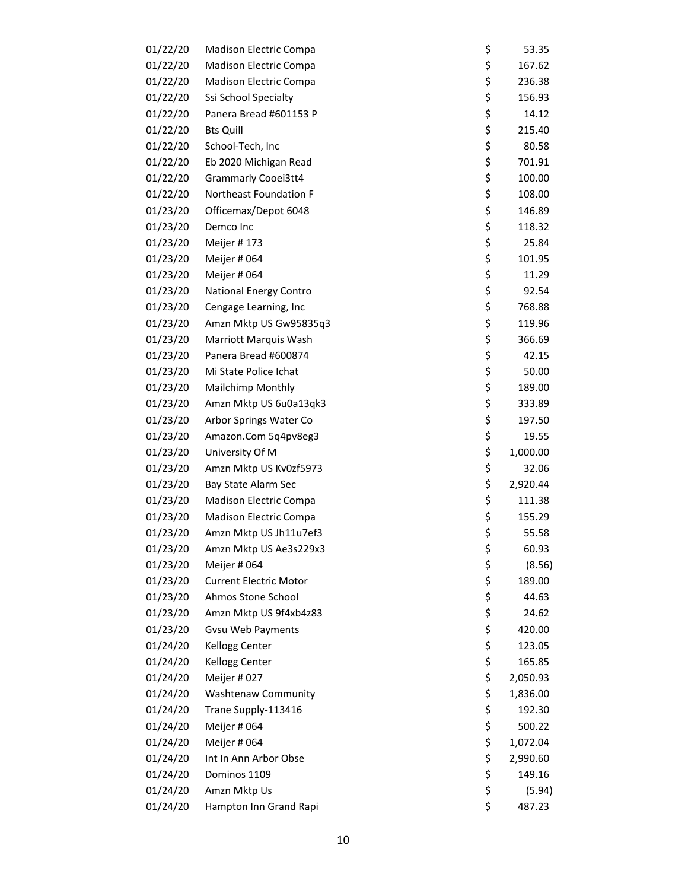| | | | |
|---|---|---|---|
| 01/22/20 | Madison Electric Compa | $ | 53.35 |
| 01/22/20 | Madison Electric Compa | $ | 167.62 |
| 01/22/20 | Madison Electric Compa | $ | 236.38 |
| 01/22/20 | Ssi School Specialty | $ | 156.93 |
| 01/22/20 | Panera Bread #601153 P | $ | 14.12 |
| 01/22/20 | Bts Quill | $ | 215.40 |
| 01/22/20 | School-Tech, Inc | $ | 80.58 |
| 01/22/20 | Eb 2020 Michigan Read | $ | 701.91 |
| 01/22/20 | Grammarly Cooei3tt4 | $ | 100.00 |
| 01/22/20 | Northeast Foundation F | $ | 108.00 |
| 01/23/20 | Officemax/Depot 6048 | $ | 146.89 |
| 01/23/20 | Demco Inc | $ | 118.32 |
| 01/23/20 | Meijer # 173 | $ | 25.84 |
| 01/23/20 | Meijer # 064 | $ | 101.95 |
| 01/23/20 | Meijer # 064 | $ | 11.29 |
| 01/23/20 | National Energy Contro | $ | 92.54 |
| 01/23/20 | Cengage Learning, Inc | $ | 768.88 |
| 01/23/20 | Amzn Mktp US Gw95835q3 | $ | 119.96 |
| 01/23/20 | Marriott Marquis Wash | $ | 366.69 |
| 01/23/20 | Panera Bread #600874 | $ | 42.15 |
| 01/23/20 | Mi State Police Ichat | $ | 50.00 |
| 01/23/20 | Mailchimp Monthly | $ | 189.00 |
| 01/23/20 | Amzn Mktp US 6u0a13qk3 | $ | 333.89 |
| 01/23/20 | Arbor Springs Water Co | $ | 197.50 |
| 01/23/20 | Amazon.Com 5q4pv8eg3 | $ | 19.55 |
| 01/23/20 | University Of M | $ | 1,000.00 |
| 01/23/20 | Amzn Mktp US Kv0zf5973 | $ | 32.06 |
| 01/23/20 | Bay State Alarm Sec | $ | 2,920.44 |
| 01/23/20 | Madison Electric Compa | $ | 111.38 |
| 01/23/20 | Madison Electric Compa | $ | 155.29 |
| 01/23/20 | Amzn Mktp US Jh11u7ef3 | $ | 55.58 |
| 01/23/20 | Amzn Mktp US Ae3s229x3 | $ | 60.93 |
| 01/23/20 | Meijer # 064 | $ | (8.56) |
| 01/23/20 | Current Electric Motor | $ | 189.00 |
| 01/23/20 | Ahmos Stone School | $ | 44.63 |
| 01/23/20 | Amzn Mktp US 9f4xb4z83 | $ | 24.62 |
| 01/23/20 | Gvsu Web Payments | $ | 420.00 |
| 01/24/20 | Kellogg Center | $ | 123.05 |
| 01/24/20 | Kellogg Center | $ | 165.85 |
| 01/24/20 | Meijer # 027 | $ | 2,050.93 |
| 01/24/20 | Washtenaw Community | $ | 1,836.00 |
| 01/24/20 | Trane Supply-113416 | $ | 192.30 |
| 01/24/20 | Meijer # 064 | $ | 500.22 |
| 01/24/20 | Meijer # 064 | $ | 1,072.04 |
| 01/24/20 | Int In Ann Arbor Obse | $ | 2,990.60 |
| 01/24/20 | Dominos 1109 | $ | 149.16 |
| 01/24/20 | Amzn Mktp Us | $ | (5.94) |
| 01/24/20 | Hampton Inn Grand Rapi | $ | 487.23 |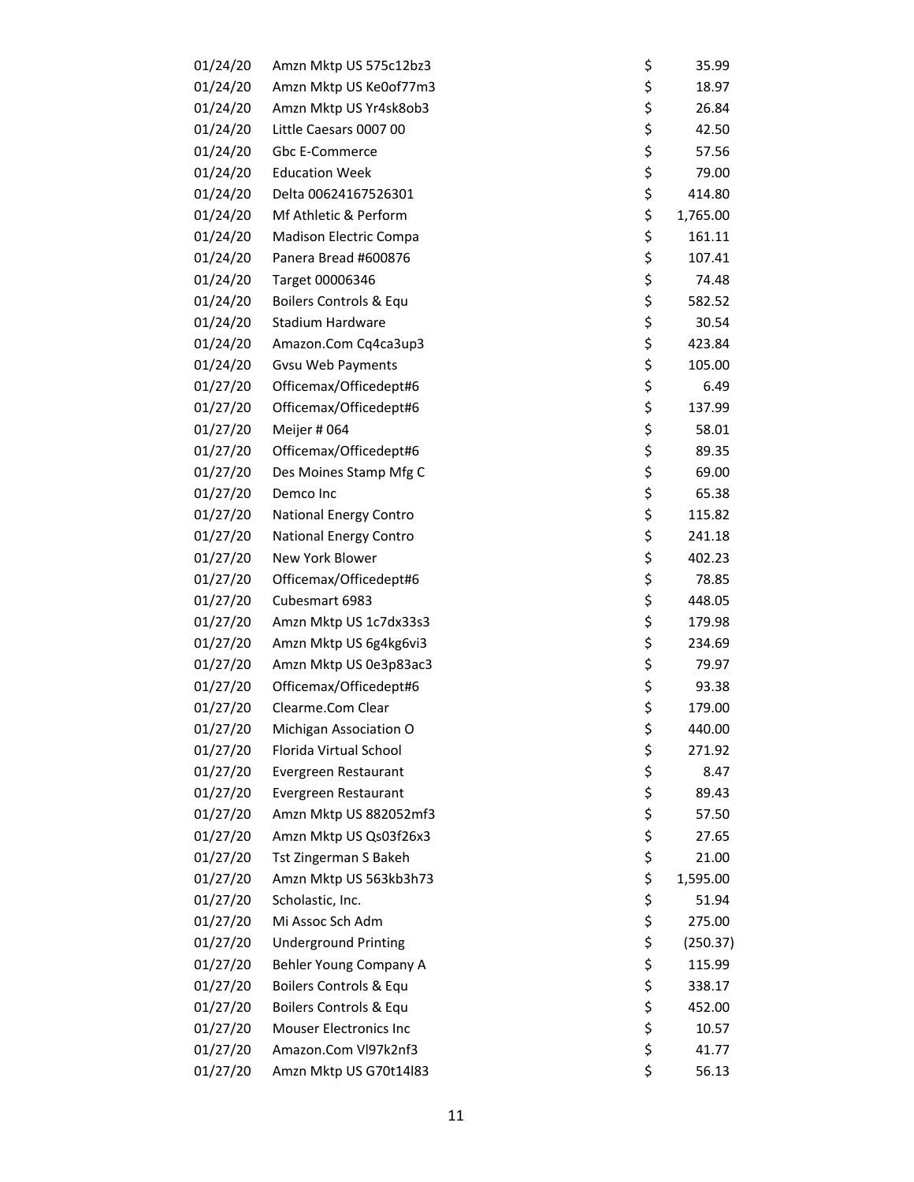| | | | |
|---|---|---|---|
| 01/24/20 | Amzn Mktp US 575c12bz3 | $ | 35.99 |
| 01/24/20 | Amzn Mktp US Ke0of77m3 | $ | 18.97 |
| 01/24/20 | Amzn Mktp US Yr4sk8ob3 | $ | 26.84 |
| 01/24/20 | Little Caesars 0007 00 | $ | 42.50 |
| 01/24/20 | Gbc E-Commerce | $ | 57.56 |
| 01/24/20 | Education Week | $ | 79.00 |
| 01/24/20 | Delta 00624167526301 | $ | 414.80 |
| 01/24/20 | Mf Athletic & Perform | $ | 1,765.00 |
| 01/24/20 | Madison Electric Compa | $ | 161.11 |
| 01/24/20 | Panera Bread #600876 | $ | 107.41 |
| 01/24/20 | Target 00006346 | $ | 74.48 |
| 01/24/20 | Boilers Controls & Equ | $ | 582.52 |
| 01/24/20 | Stadium Hardware | $ | 30.54 |
| 01/24/20 | Amazon.Com Cq4ca3up3 | $ | 423.84 |
| 01/24/20 | Gvsu Web Payments | $ | 105.00 |
| 01/27/20 | Officemax/Officedept#6 | $ | 6.49 |
| 01/27/20 | Officemax/Officedept#6 | $ | 137.99 |
| 01/27/20 | Meijer # 064 | $ | 58.01 |
| 01/27/20 | Officemax/Officedept#6 | $ | 89.35 |
| 01/27/20 | Des Moines Stamp Mfg C | $ | 69.00 |
| 01/27/20 | Demco Inc | $ | 65.38 |
| 01/27/20 | National Energy Contro | $ | 115.82 |
| 01/27/20 | National Energy Contro | $ | 241.18 |
| 01/27/20 | New York Blower | $ | 402.23 |
| 01/27/20 | Officemax/Officedept#6 | $ | 78.85 |
| 01/27/20 | Cubesmart 6983 | $ | 448.05 |
| 01/27/20 | Amzn Mktp US 1c7dx33s3 | $ | 179.98 |
| 01/27/20 | Amzn Mktp US 6g4kg6vi3 | $ | 234.69 |
| 01/27/20 | Amzn Mktp US 0e3p83ac3 | $ | 79.97 |
| 01/27/20 | Officemax/Officedept#6 | $ | 93.38 |
| 01/27/20 | Clearme.Com Clear | $ | 179.00 |
| 01/27/20 | Michigan Association O | $ | 440.00 |
| 01/27/20 | Florida Virtual School | $ | 271.92 |
| 01/27/20 | Evergreen Restaurant | $ | 8.47 |
| 01/27/20 | Evergreen Restaurant | $ | 89.43 |
| 01/27/20 | Amzn Mktp US 882052mf3 | $ | 57.50 |
| 01/27/20 | Amzn Mktp US Qs03f26x3 | $ | 27.65 |
| 01/27/20 | Tst Zingerman S Bakeh | $ | 21.00 |
| 01/27/20 | Amzn Mktp US 563kb3h73 | $ | 1,595.00 |
| 01/27/20 | Scholastic, Inc. | $ | 51.94 |
| 01/27/20 | Mi Assoc Sch Adm | $ | 275.00 |
| 01/27/20 | Underground Printing | $ | (250.37) |
| 01/27/20 | Behler Young Company A | $ | 115.99 |
| 01/27/20 | Boilers Controls & Equ | $ | 338.17 |
| 01/27/20 | Boilers Controls & Equ | $ | 452.00 |
| 01/27/20 | Mouser Electronics Inc | $ | 10.57 |
| 01/27/20 | Amazon.Com Vl97k2nf3 | $ | 41.77 |
| 01/27/20 | Amzn Mktp US G70t14l83 | $ | 56.13 |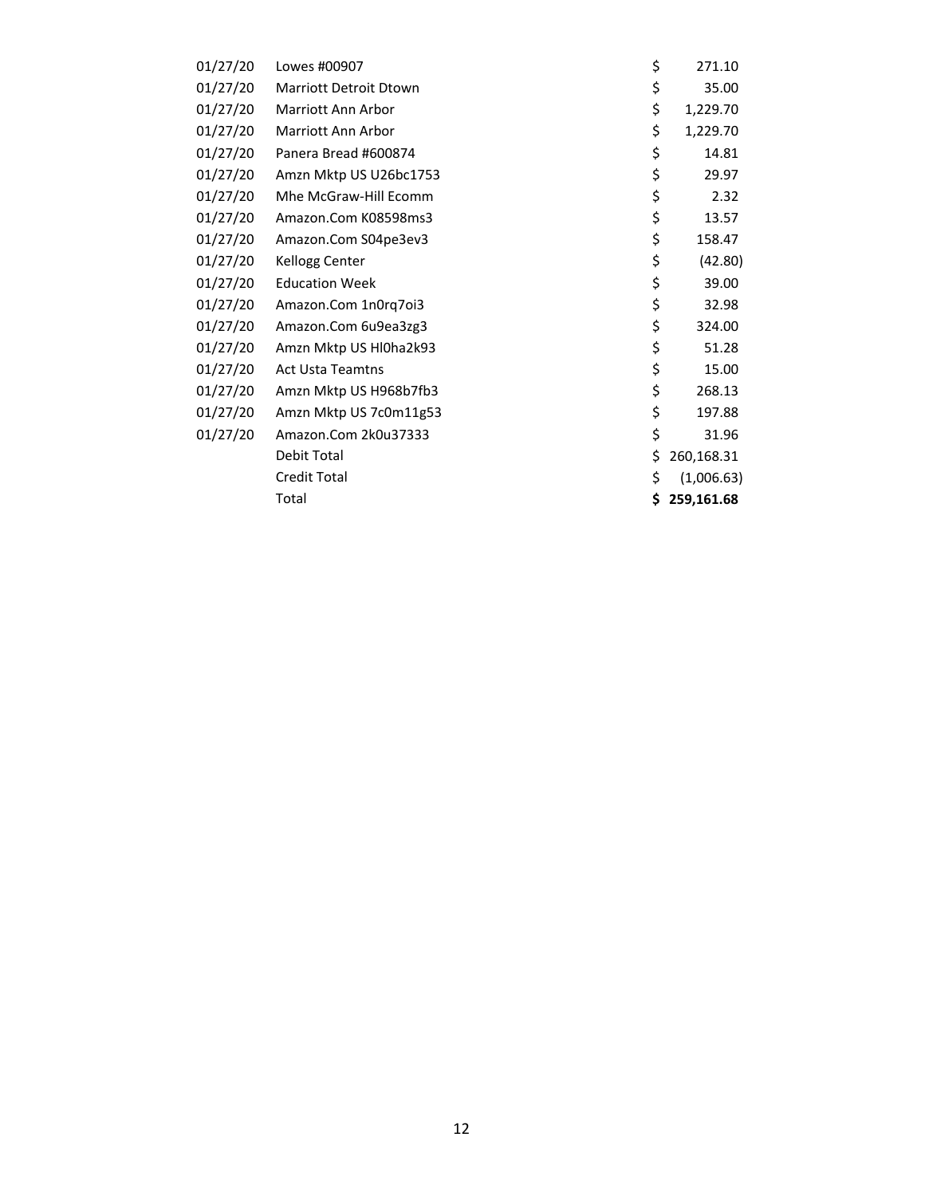| | | |
|---|---|---|
| 01/27/20 | Lowes #00907 | $ 271.10 |
| 01/27/20 | Marriott Detroit Dtown | $ 35.00 |
| 01/27/20 | Marriott Ann Arbor | $ 1,229.70 |
| 01/27/20 | Marriott Ann Arbor | $ 1,229.70 |
| 01/27/20 | Panera Bread #600874 | $ 14.81 |
| 01/27/20 | Amzn Mktp US U26bc1753 | $ 29.97 |
| 01/27/20 | Mhe McGraw-Hill Ecomm | $ 2.32 |
| 01/27/20 | Amazon.Com K08598ms3 | $ 13.57 |
| 01/27/20 | Amazon.Com S04pe3ev3 | $ 158.47 |
| 01/27/20 | Kellogg Center | $ (42.80) |
| 01/27/20 | Education Week | $ 39.00 |
| 01/27/20 | Amazon.Com 1n0rq7oi3 | $ 32.98 |
| 01/27/20 | Amazon.Com 6u9ea3zg3 | $ 324.00 |
| 01/27/20 | Amzn Mktp US Hl0ha2k93 | $ 51.28 |
| 01/27/20 | Act Usta Teamtns | $ 15.00 |
| 01/27/20 | Amzn Mktp US H968b7fb3 | $ 268.13 |
| 01/27/20 | Amzn Mktp US 7c0m11g53 | $ 197.88 |
| 01/27/20 | Amazon.Com 2k0u37333 | $ 31.96 |
| | Debit Total | $ 260,168.31 |
| | Credit Total | $ (1,006.63) |
| | Total | **$ 259,161.68** |